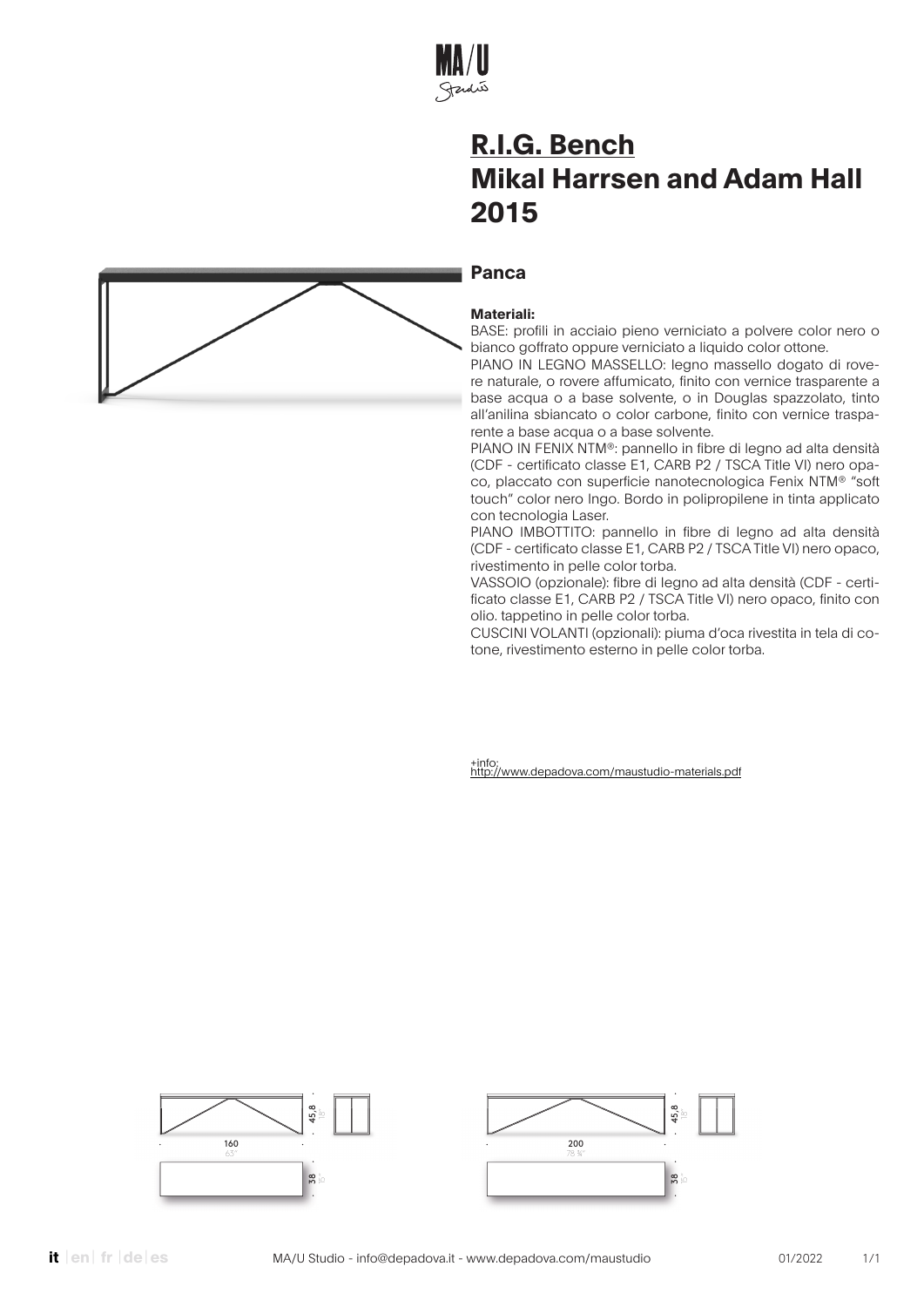# R.I.G. Bench
# Mikal Harrsen and Adam Hall
# 2015

## Panca

**Materiali:**

BASE: profili in acciaio pieno verniciato a polvere color nero o bianco goffrato oppure verniciato a liquido color ottone.

PIANO IN LEGNO MASSELLO: legno massello dogato di rovere naturale, o rovere affumicato, finito con vernice trasparente a base acqua o a base solvente, o in Douglas spazzolato, tinto all'anilina sbiancato o color carbone, finito con vernice trasparente a base acqua o a base solvente.

PIANO IN FENIX NTM®: pannello in fibre di legno ad alta densità (CDF - certificato classe E1, CARB P2 / TSCA Title VI) nero opaco, placcato con superficie nanotecnologica Fenix NTM® "soft touch" color nero Ingo. Bordo in polipropilene in tinta applicato con tecnologia Laser.

PIANO IMBOTTITO: pannello in fibre di legno ad alta densità (CDF - certificato classe E1, CARB P2 / TSCA Title VI) nero opaco, rivestimento in pelle color torba.

VASSOIO (opzionale): fibre di legno ad alta densità (CDF - certificato classe E1, CARB P2 / TSCA Title VI) nero opaco, finito con olio. tappetino in pelle color torba.

CUSCINI VOLANTI (opzionali): piuma d'oca rivestita in tela di cotone, rivestimento esterno in pelle color torba.

+info:
http://www.depadova.com/maustudio-materials.pdf

160 / 63" — 45,8 / 18" — 38 / 15"

200 / 78 ¾" — 45,8 / 18" — 38 / 15"

MA/U Studio - info@depadova.it - www.depadova.com/maustudio — 01/2022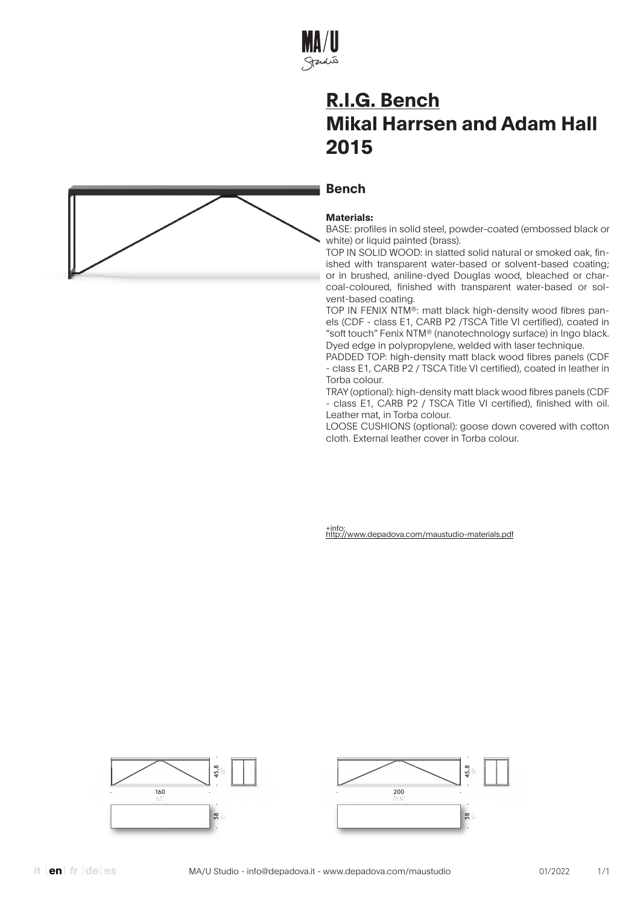MA/U Studio

# R.I.G. Bench
# Mikal Harrsen and Adam Hall
# 2015

## Bench

**Materials:**

BASE: profiles in solid steel, powder-coated (embossed black or white) or liquid painted (brass).

TOP IN SOLID WOOD: in slatted solid natural or smoked oak, finished with transparent water-based or solvent-based coating; or in brushed, aniline-dyed Douglas wood, bleached or charcoal-coloured, finished with transparent water-based or solvent-based coating.

TOP IN FENIX NTM®: matt black high-density wood fibres panels (CDF - class E1, CARB P2 /TSCA Title VI certified), coated in "soft touch" Fenix NTM® (nanotechnology surface) in Ingo black. Dyed edge in polypropylene, welded with laser technique.

PADDED TOP: high-density matt black wood fibres panels (CDF - class E1, CARB P2 / TSCA Title VI certified), coated in leather in Torba colour.

TRAY (optional): high-density matt black wood fibres panels (CDF - class E1, CARB P2 / TSCA Title VI certified), finished with oil. Leather mat, in Torba colour.

LOOSE CUSHIONS (optional): goose down covered with cotton cloth. External leather cover in Torba colour.

+info:
http://www.depadova.com/maustudio-materials.pdf

160 / 63" — 45,8 / 18" — 38 / 15"

200 / 78 ¾" — 45,8 / 18" — 38 / 15"

it | en | fr | de | es

MA/U Studio - info@depadova.it - www.depadova.com/maustudio

01/2022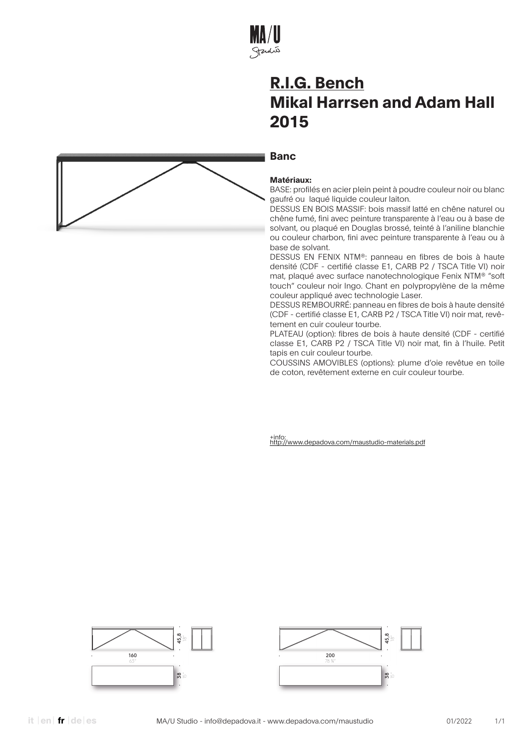# R.I.G. Bench
# Mikal Harrsen and Adam Hall
# 2015

## Banc

**Matériaux:**

BASE: profilés en acier plein peint à poudre couleur noir ou blanc gaufré ou laqué liquide couleur laiton.

DESSUS EN BOIS MASSIF: bois massif latté en chêne naturel ou chêne fumé, fini avec peinture transparente à l'eau ou à base de solvant, ou plaqué en Douglas brossé, teinté à l'aniline blanchie ou couleur charbon, fini avec peinture transparente à l'eau ou à base de solvant.

DESSUS EN FENIX NTM®: panneau en fibres de bois à haute densité (CDF - certifié classe E1, CARB P2 / TSCA Title VI) noir mat, plaqué avec surface nanotechnologique Fenix NTM® "soft touch" couleur noir Ingo. Chant en polypropylène de la même couleur appliqué avec technologie Laser.

DESSUS REMBOURRÉ: panneau en fibres de bois à haute densité (CDF - certifié classe E1, CARB P2 / TSCA Title VI) noir mat, revêtement en cuir couleur tourbe.

PLATEAU (option): fibres de bois à haute densité (CDF - certifié classe E1, CARB P2 / TSCA Title VI) noir mat, fin à l'huile. Petit tapis en cuir couleur tourbe.

COUSSINS AMOVIBLES (options): plume d'oie revêtue en toile de coton, revêtement externe en cuir couleur tourbe.

+info:
http://www.depadova.com/maustudio-materials.pdf

45,8 18"
160 63"
38 15"

45,8 18"
200 78 ¾"
38 15"

it | en | fr | de | es

MA/U Studio - info@depadova.it - www.depadova.com/maustudio 01/2022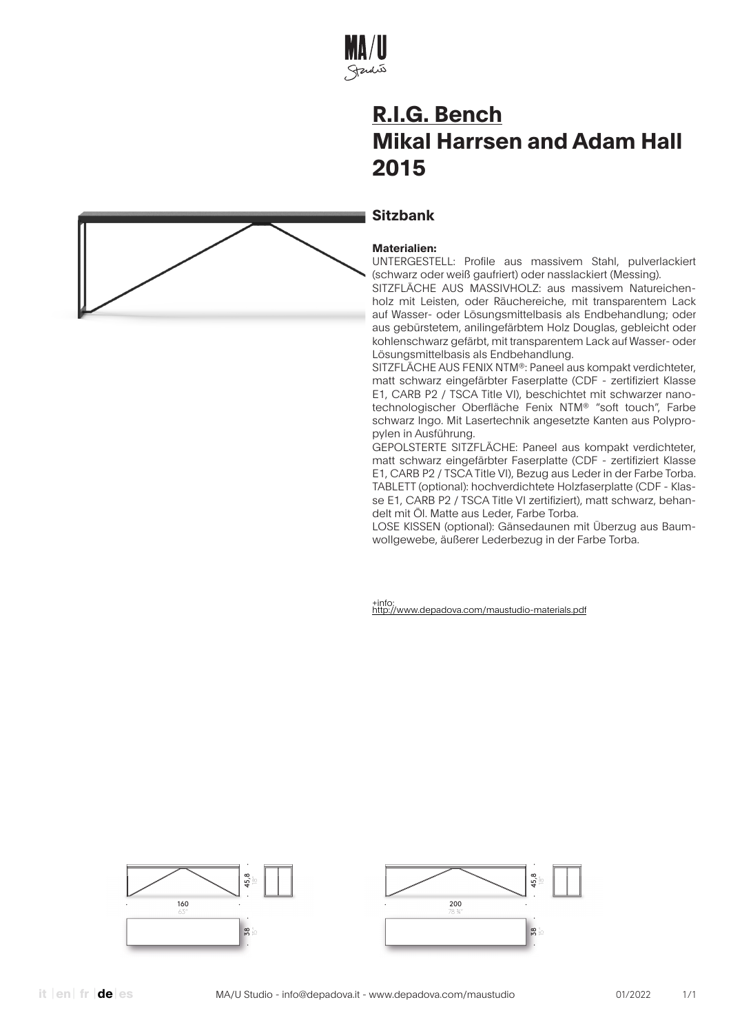# R.I.G. Bench
# Mikal Harrsen and Adam Hall
# 2015

## Sitzbank

**Materialien:**

UNTERGESTELL: Profile aus massivem Stahl, pulverlackiert (schwarz oder weiß gaufriert) oder nasslackiert (Messing).

SITZFLÄCHE AUS MASSIVHOLZ: aus massivem Natureichenholz mit Leisten, oder Räuchereiche, mit transparentem Lack auf Wasser- oder Lösungsmittelbasis als Endbehandlung; oder aus gebürstetem, anilingefärbtem Holz Douglas, gebleicht oder kohlenschwarz gefärbt, mit transparentem Lack auf Wasser- oder Lösungsmittelbasis als Endbehandlung.

SITZFLÄCHE AUS FENIX NTM®: Paneel aus kompakt verdichteter, matt schwarz eingefärbter Faserplatte (CDF - zertifiziert Klasse E1, CARB P2 / TSCA Title VI), beschichtet mit schwarzer nanotechnologischer Oberfläche Fenix NTM® "soft touch", Farbe schwarz Ingo. Mit Lasertechnik angesetzte Kanten aus Polypropylen in Ausführung.

GEPOLSTERTE SITZFLÄCHE: Paneel aus kompakt verdichteter, matt schwarz eingefärbter Faserplatte (CDF - zertifiziert Klasse E1, CARB P2 / TSCA Title VI), Bezug aus Leder in der Farbe Torba.

TABLETT (optional): hochverdichtete Holzfaserplatte (CDF - Klasse E1, CARB P2 / TSCA Title VI zertifiziert), matt schwarz, behandelt mit Öl. Matte aus Leder, Farbe Torba.

LOSE KISSEN (optional): Gänsedaunen mit Überzug aus Baumwollgewebe, äußerer Lederbezug in der Farbe Torba.

+info:
http://www.depadova.com/maustudio-materials.pdf

45,8 / 18"
160 / 63"
38 / 15"

45,8 / 18"
200 / 78 ¾"
38 / 15"

MA/U Studio - info@depadova.it - www.depadova.com/maustudio 01/2022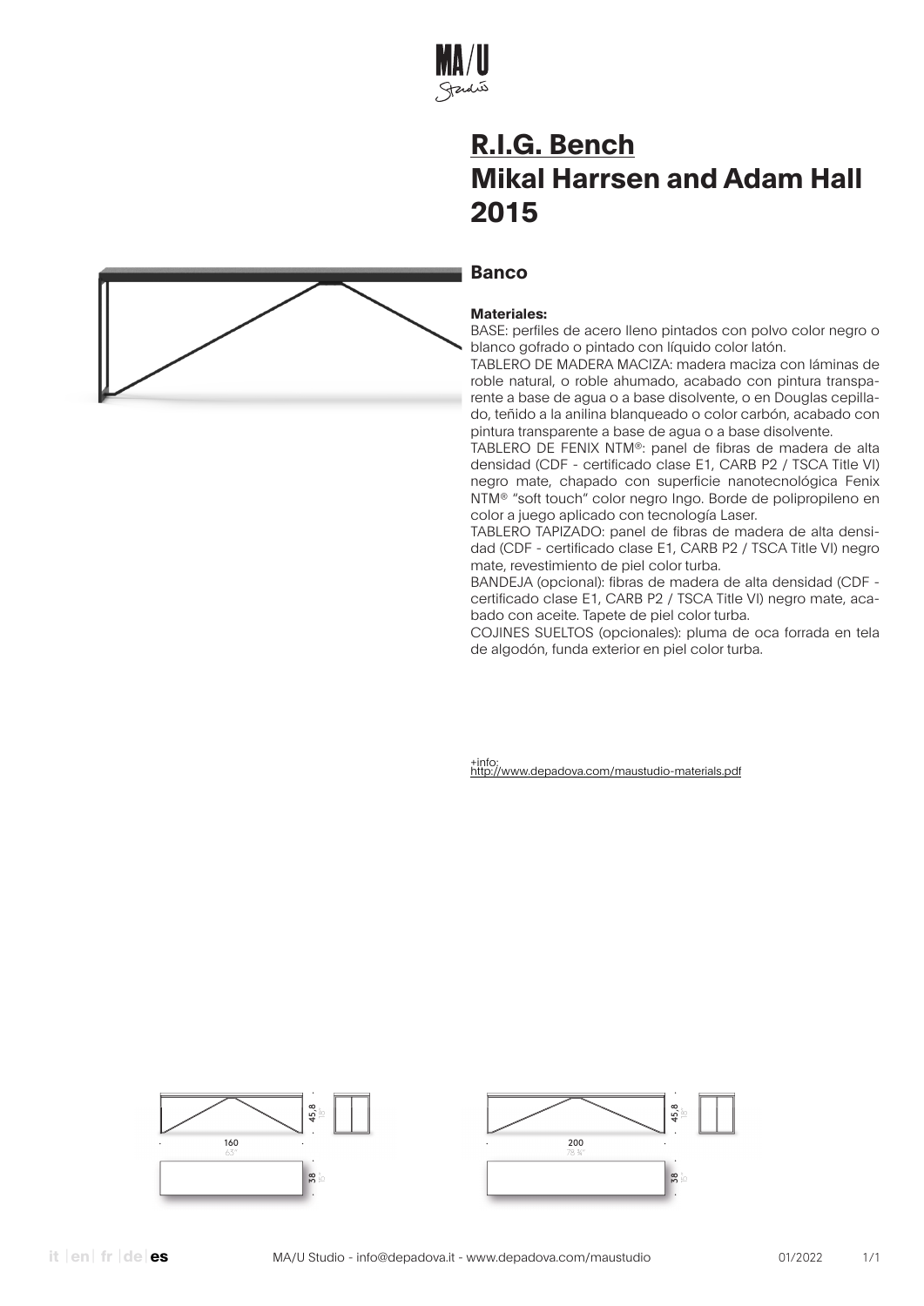MA/U Studio

# R.I.G. Bench
# Mikal Harrsen and Adam Hall
# 2015

## Banco

**Materiales:**

BASE: perfiles de acero lleno pintados con polvo color negro o blanco gofrado o pintado con líquido color latón.
TABLERO DE MADERA MACIZA: madera maciza con láminas de roble natural, o roble ahumado, acabado con pintura transparente a base de agua o a base disolvente, o en Douglas cepillado, teñido a la anilina blanqueado o color carbón, acabado con pintura transparente a base de agua o a base disolvente.
TABLERO DE FENIX NTM®: panel de fibras de madera de alta densidad (CDF - certificado clase E1, CARB P2 / TSCA Title VI) negro mate, chapado con superficie nanotecnológica Fenix NTM® "soft touch" color negro Ingo. Borde de polipropileno en color a juego aplicado con tecnología Laser.
TABLERO TAPIZADO: panel de fibras de madera de alta densidad (CDF - certificado clase E1, CARB P2 / TSCA Title VI) negro mate, revestimiento de piel color turba.
BANDEJA (opcional): fibras de madera de alta densidad (CDF - certificado clase E1, CARB P2 / TSCA Title VI) negro mate, acabado con aceite. Tapete de piel color turba.
COJINES SUELTOS (opcionales): pluma de oca forrada en tela de algodón, funda exterior en piel color turba.

+info:
http://www.depadova.com/maustudio-materials.pdf

45,8
18"
160
63"
38
15"

45,8
18"
200
78 ¾"
38
15"

it | en | fr | de | **es**

MA/U Studio - info@depadova.it - www.depadova.com/maustudio

01/2022